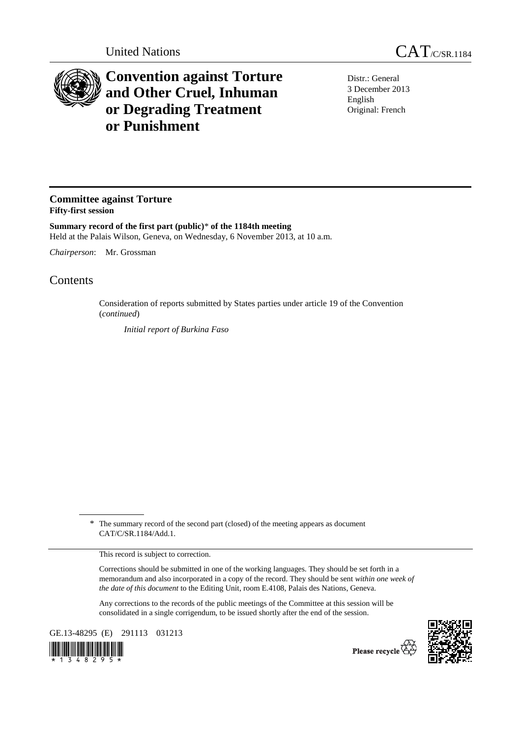United Nations

CAT/C/SR.1184

# Convention against Torture and Other Cruel, Inhuman or Degrading Treatment or Punishment

Distr.: General
3 December 2013
English
Original: French

## Committee against Torture
**Fifty-first session**

**Summary record of the first part (public)* of the 1184th meeting**
Held at the Palais Wilson, Geneva, on Wednesday, 6 November 2013, at 10 a.m.

*Chairperson*: Mr. Grossman

# Contents

Consideration of reports submitted by States parties under article 19 of the Convention (*continued*)

*Initial report of Burkina Faso*

\* The summary record of the second part (closed) of the meeting appears as document CAT/C/SR.1184/Add.1.

This record is subject to correction.

Corrections should be submitted in one of the working languages. They should be set forth in a memorandum and also incorporated in a copy of the record. They should be sent *within one week of the date of this document* to the Editing Unit, room E.4108, Palais des Nations, Geneva.

Any corrections to the records of the public meetings of the Committee at this session will be consolidated in a single corrigendum, to be issued shortly after the end of the session.

GE.13-48295 (E) 291113 031213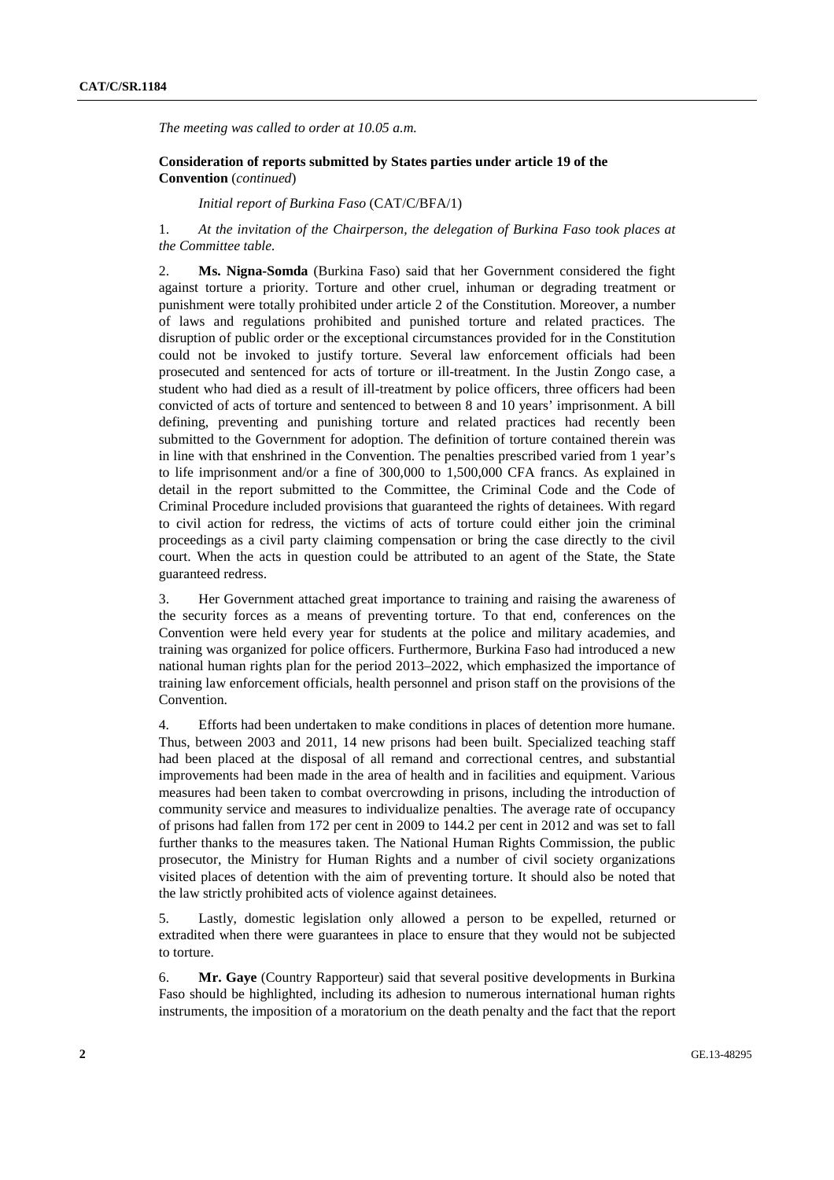*The meeting was called to order at 10.05 a.m.*

**Consideration of reports submitted by States parties under article 19 of the Convention** (*continued*)

*Initial report of Burkina Faso* (CAT/C/BFA/1)

1. *At the invitation of the Chairperson, the delegation of Burkina Faso took places at the Committee table.*

2. **Ms. Nigna-Somda** (Burkina Faso) said that her Government considered the fight against torture a priority. Torture and other cruel, inhuman or degrading treatment or punishment were totally prohibited under article 2 of the Constitution. Moreover, a number of laws and regulations prohibited and punished torture and related practices. The disruption of public order or the exceptional circumstances provided for in the Constitution could not be invoked to justify torture. Several law enforcement officials had been prosecuted and sentenced for acts of torture or ill-treatment. In the Justin Zongo case, a student who had died as a result of ill-treatment by police officers, three officers had been convicted of acts of torture and sentenced to between 8 and 10 years' imprisonment. A bill defining, preventing and punishing torture and related practices had recently been submitted to the Government for adoption. The definition of torture contained therein was in line with that enshrined in the Convention. The penalties prescribed varied from 1 year's to life imprisonment and/or a fine of 300,000 to 1,500,000 CFA francs. As explained in detail in the report submitted to the Committee, the Criminal Code and the Code of Criminal Procedure included provisions that guaranteed the rights of detainees. With regard to civil action for redress, the victims of acts of torture could either join the criminal proceedings as a civil party claiming compensation or bring the case directly to the civil court. When the acts in question could be attributed to an agent of the State, the State guaranteed redress.

3. Her Government attached great importance to training and raising the awareness of the security forces as a means of preventing torture. To that end, conferences on the Convention were held every year for students at the police and military academies, and training was organized for police officers. Furthermore, Burkina Faso had introduced a new national human rights plan for the period 2013–2022, which emphasized the importance of training law enforcement officials, health personnel and prison staff on the provisions of the Convention.

4. Efforts had been undertaken to make conditions in places of detention more humane. Thus, between 2003 and 2011, 14 new prisons had been built. Specialized teaching staff had been placed at the disposal of all remand and correctional centres, and substantial improvements had been made in the area of health and in facilities and equipment. Various measures had been taken to combat overcrowding in prisons, including the introduction of community service and measures to individualize penalties. The average rate of occupancy of prisons had fallen from 172 per cent in 2009 to 144.2 per cent in 2012 and was set to fall further thanks to the measures taken. The National Human Rights Commission, the public prosecutor, the Ministry for Human Rights and a number of civil society organizations visited places of detention with the aim of preventing torture. It should also be noted that the law strictly prohibited acts of violence against detainees.

5. Lastly, domestic legislation only allowed a person to be expelled, returned or extradited when there were guarantees in place to ensure that they would not be subjected to torture.

6. **Mr. Gaye** (Country Rapporteur) said that several positive developments in Burkina Faso should be highlighted, including its adhesion to numerous international human rights instruments, the imposition of a moratorium on the death penalty and the fact that the report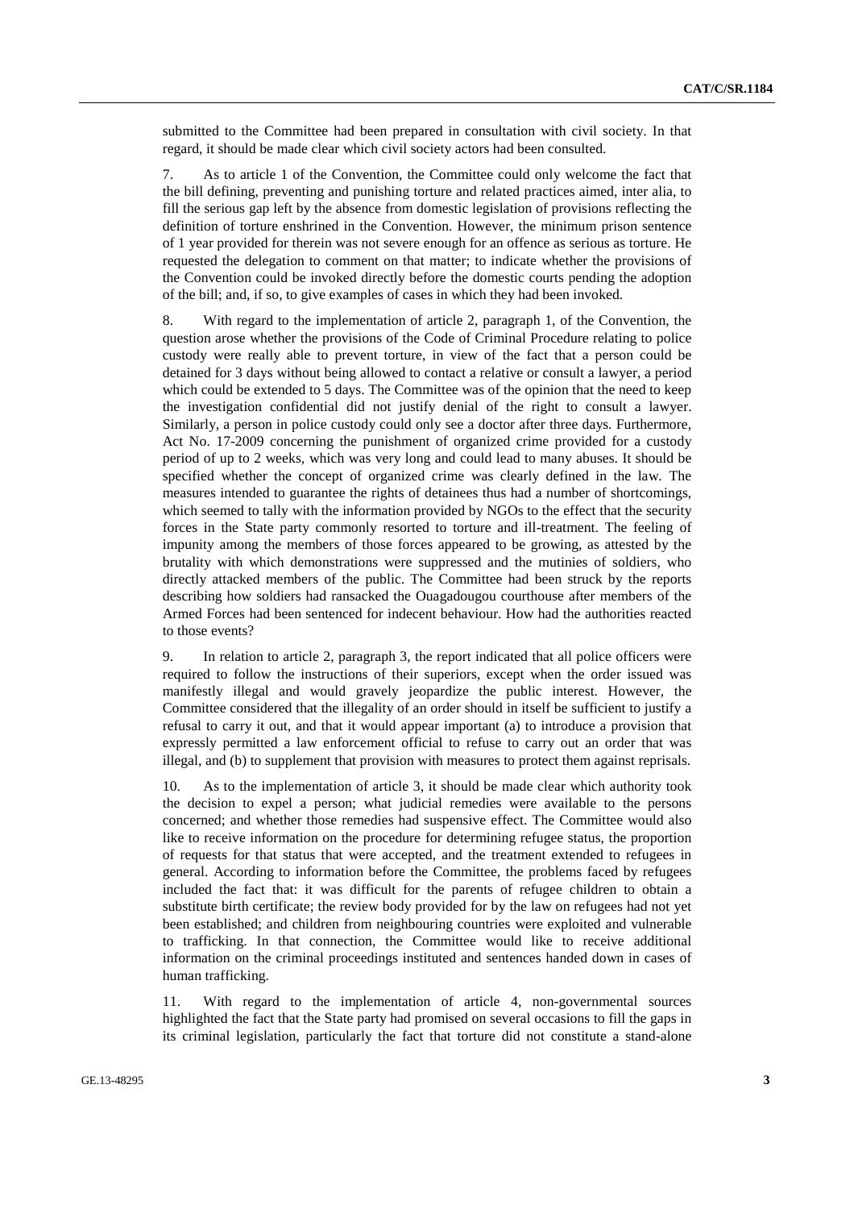submitted to the Committee had been prepared in consultation with civil society. In that regard, it should be made clear which civil society actors had been consulted.

7. As to article 1 of the Convention, the Committee could only welcome the fact that the bill defining, preventing and punishing torture and related practices aimed, inter alia, to fill the serious gap left by the absence from domestic legislation of provisions reflecting the definition of torture enshrined in the Convention. However, the minimum prison sentence of 1 year provided for therein was not severe enough for an offence as serious as torture. He requested the delegation to comment on that matter; to indicate whether the provisions of the Convention could be invoked directly before the domestic courts pending the adoption of the bill; and, if so, to give examples of cases in which they had been invoked.

8. With regard to the implementation of article 2, paragraph 1, of the Convention, the question arose whether the provisions of the Code of Criminal Procedure relating to police custody were really able to prevent torture, in view of the fact that a person could be detained for 3 days without being allowed to contact a relative or consult a lawyer, a period which could be extended to 5 days. The Committee was of the opinion that the need to keep the investigation confidential did not justify denial of the right to consult a lawyer. Similarly, a person in police custody could only see a doctor after three days. Furthermore, Act No. 17-2009 concerning the punishment of organized crime provided for a custody period of up to 2 weeks, which was very long and could lead to many abuses. It should be specified whether the concept of organized crime was clearly defined in the law. The measures intended to guarantee the rights of detainees thus had a number of shortcomings, which seemed to tally with the information provided by NGOs to the effect that the security forces in the State party commonly resorted to torture and ill-treatment. The feeling of impunity among the members of those forces appeared to be growing, as attested by the brutality with which demonstrations were suppressed and the mutinies of soldiers, who directly attacked members of the public. The Committee had been struck by the reports describing how soldiers had ransacked the Ouagadougou courthouse after members of the Armed Forces had been sentenced for indecent behaviour. How had the authorities reacted to those events?

9. In relation to article 2, paragraph 3, the report indicated that all police officers were required to follow the instructions of their superiors, except when the order issued was manifestly illegal and would gravely jeopardize the public interest. However, the Committee considered that the illegality of an order should in itself be sufficient to justify a refusal to carry it out, and that it would appear important (a) to introduce a provision that expressly permitted a law enforcement official to refuse to carry out an order that was illegal, and (b) to supplement that provision with measures to protect them against reprisals.

10. As to the implementation of article 3, it should be made clear which authority took the decision to expel a person; what judicial remedies were available to the persons concerned; and whether those remedies had suspensive effect. The Committee would also like to receive information on the procedure for determining refugee status, the proportion of requests for that status that were accepted, and the treatment extended to refugees in general. According to information before the Committee, the problems faced by refugees included the fact that: it was difficult for the parents of refugee children to obtain a substitute birth certificate; the review body provided for by the law on refugees had not yet been established; and children from neighbouring countries were exploited and vulnerable to trafficking. In that connection, the Committee would like to receive additional information on the criminal proceedings instituted and sentences handed down in cases of human trafficking.

11. With regard to the implementation of article 4, non-governmental sources highlighted the fact that the State party had promised on several occasions to fill the gaps in its criminal legislation, particularly the fact that torture did not constitute a stand-alone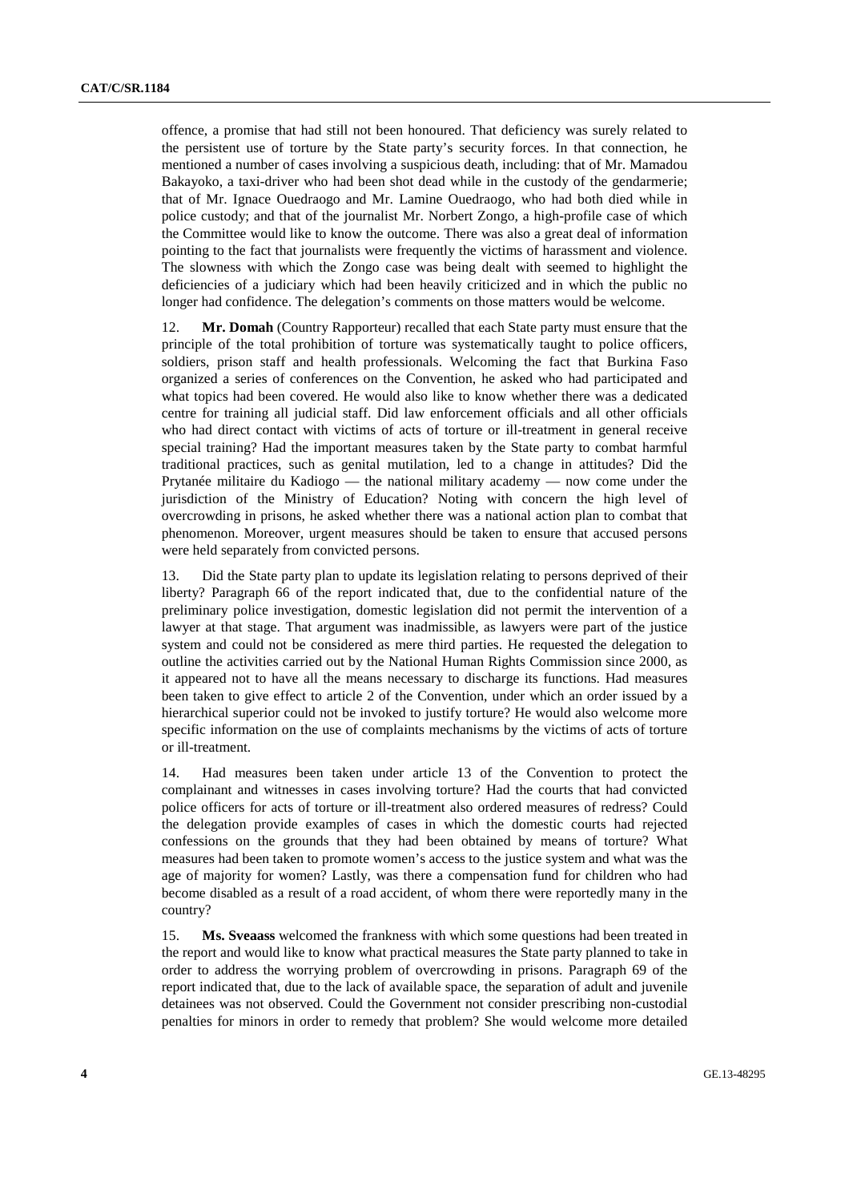offence, a promise that had still not been honoured. That deficiency was surely related to the persistent use of torture by the State party's security forces. In that connection, he mentioned a number of cases involving a suspicious death, including: that of Mr. Mamadou Bakayoko, a taxi-driver who had been shot dead while in the custody of the gendarmerie; that of Mr. Ignace Ouedraogo and Mr. Lamine Ouedraogo, who had both died while in police custody; and that of the journalist Mr. Norbert Zongo, a high-profile case of which the Committee would like to know the outcome. There was also a great deal of information pointing to the fact that journalists were frequently the victims of harassment and violence. The slowness with which the Zongo case was being dealt with seemed to highlight the deficiencies of a judiciary which had been heavily criticized and in which the public no longer had confidence. The delegation's comments on those matters would be welcome.

12. **Mr. Domah** (Country Rapporteur) recalled that each State party must ensure that the principle of the total prohibition of torture was systematically taught to police officers, soldiers, prison staff and health professionals. Welcoming the fact that Burkina Faso organized a series of conferences on the Convention, he asked who had participated and what topics had been covered. He would also like to know whether there was a dedicated centre for training all judicial staff. Did law enforcement officials and all other officials who had direct contact with victims of acts of torture or ill-treatment in general receive special training? Had the important measures taken by the State party to combat harmful traditional practices, such as genital mutilation, led to a change in attitudes? Did the Prytanée militaire du Kadiogo — the national military academy — now come under the jurisdiction of the Ministry of Education? Noting with concern the high level of overcrowding in prisons, he asked whether there was a national action plan to combat that phenomenon. Moreover, urgent measures should be taken to ensure that accused persons were held separately from convicted persons.

13. Did the State party plan to update its legislation relating to persons deprived of their liberty? Paragraph 66 of the report indicated that, due to the confidential nature of the preliminary police investigation, domestic legislation did not permit the intervention of a lawyer at that stage. That argument was inadmissible, as lawyers were part of the justice system and could not be considered as mere third parties. He requested the delegation to outline the activities carried out by the National Human Rights Commission since 2000, as it appeared not to have all the means necessary to discharge its functions. Had measures been taken to give effect to article 2 of the Convention, under which an order issued by a hierarchical superior could not be invoked to justify torture? He would also welcome more specific information on the use of complaints mechanisms by the victims of acts of torture or ill-treatment.

14. Had measures been taken under article 13 of the Convention to protect the complainant and witnesses in cases involving torture? Had the courts that had convicted police officers for acts of torture or ill-treatment also ordered measures of redress? Could the delegation provide examples of cases in which the domestic courts had rejected confessions on the grounds that they had been obtained by means of torture? What measures had been taken to promote women's access to the justice system and what was the age of majority for women? Lastly, was there a compensation fund for children who had become disabled as a result of a road accident, of whom there were reportedly many in the country?

15. **Ms. Sveaass** welcomed the frankness with which some questions had been treated in the report and would like to know what practical measures the State party planned to take in order to address the worrying problem of overcrowding in prisons. Paragraph 69 of the report indicated that, due to the lack of available space, the separation of adult and juvenile detainees was not observed. Could the Government not consider prescribing non-custodial penalties for minors in order to remedy that problem? She would welcome more detailed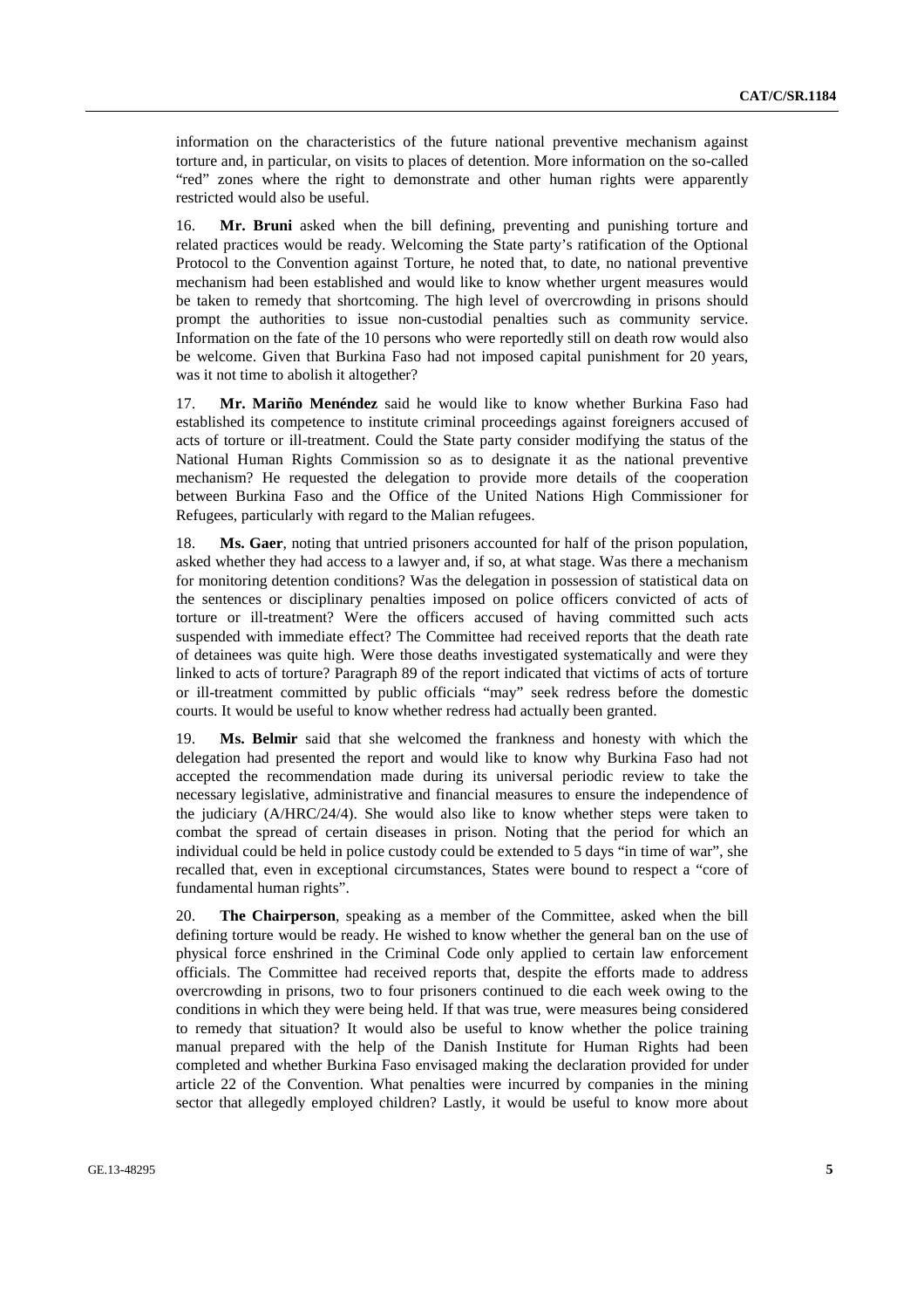information on the characteristics of the future national preventive mechanism against torture and, in particular, on visits to places of detention. More information on the so-called "red" zones where the right to demonstrate and other human rights were apparently restricted would also be useful.

16. **Mr. Bruni** asked when the bill defining, preventing and punishing torture and related practices would be ready. Welcoming the State party's ratification of the Optional Protocol to the Convention against Torture, he noted that, to date, no national preventive mechanism had been established and would like to know whether urgent measures would be taken to remedy that shortcoming. The high level of overcrowding in prisons should prompt the authorities to issue non-custodial penalties such as community service. Information on the fate of the 10 persons who were reportedly still on death row would also be welcome. Given that Burkina Faso had not imposed capital punishment for 20 years, was it not time to abolish it altogether?

17. **Mr. Mariño Menéndez** said he would like to know whether Burkina Faso had established its competence to institute criminal proceedings against foreigners accused of acts of torture or ill-treatment. Could the State party consider modifying the status of the National Human Rights Commission so as to designate it as the national preventive mechanism? He requested the delegation to provide more details of the cooperation between Burkina Faso and the Office of the United Nations High Commissioner for Refugees, particularly with regard to the Malian refugees.

18. **Ms. Gaer**, noting that untried prisoners accounted for half of the prison population, asked whether they had access to a lawyer and, if so, at what stage. Was there a mechanism for monitoring detention conditions? Was the delegation in possession of statistical data on the sentences or disciplinary penalties imposed on police officers convicted of acts of torture or ill-treatment? Were the officers accused of having committed such acts suspended with immediate effect? The Committee had received reports that the death rate of detainees was quite high. Were those deaths investigated systematically and were they linked to acts of torture? Paragraph 89 of the report indicated that victims of acts of torture or ill-treatment committed by public officials "may" seek redress before the domestic courts. It would be useful to know whether redress had actually been granted.

19. **Ms. Belmir** said that she welcomed the frankness and honesty with which the delegation had presented the report and would like to know why Burkina Faso had not accepted the recommendation made during its universal periodic review to take the necessary legislative, administrative and financial measures to ensure the independence of the judiciary (A/HRC/24/4). She would also like to know whether steps were taken to combat the spread of certain diseases in prison. Noting that the period for which an individual could be held in police custody could be extended to 5 days "in time of war", she recalled that, even in exceptional circumstances, States were bound to respect a "core of fundamental human rights".

20. **The Chairperson**, speaking as a member of the Committee, asked when the bill defining torture would be ready. He wished to know whether the general ban on the use of physical force enshrined in the Criminal Code only applied to certain law enforcement officials. The Committee had received reports that, despite the efforts made to address overcrowding in prisons, two to four prisoners continued to die each week owing to the conditions in which they were being held. If that was true, were measures being considered to remedy that situation? It would also be useful to know whether the police training manual prepared with the help of the Danish Institute for Human Rights had been completed and whether Burkina Faso envisaged making the declaration provided for under article 22 of the Convention. What penalties were incurred by companies in the mining sector that allegedly employed children? Lastly, it would be useful to know more about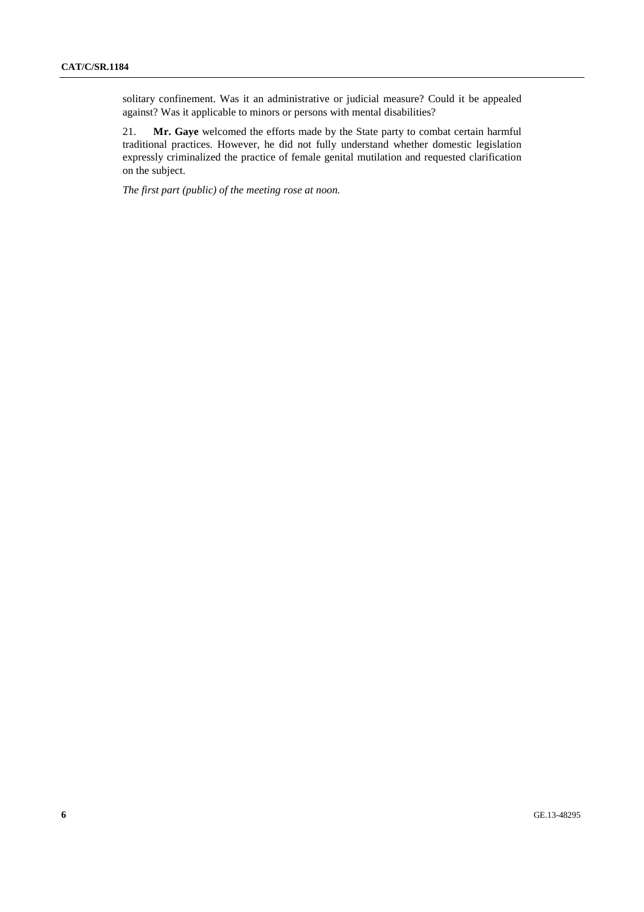solitary confinement. Was it an administrative or judicial measure? Could it be appealed against? Was it applicable to minors or persons with mental disabilities?

21. **Mr. Gaye** welcomed the efforts made by the State party to combat certain harmful traditional practices. However, he did not fully understand whether domestic legislation expressly criminalized the practice of female genital mutilation and requested clarification on the subject.

*The first part (public) of the meeting rose at noon.*